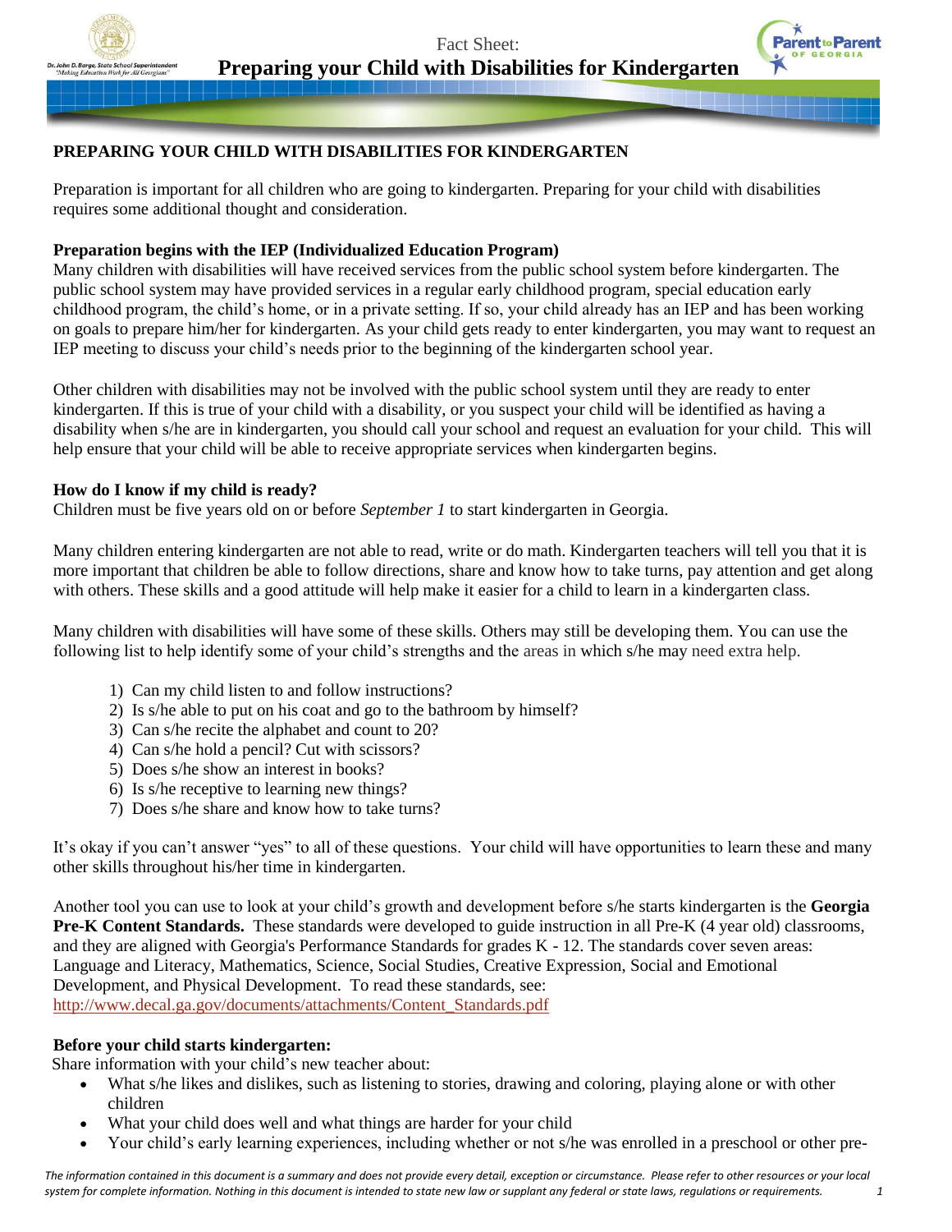Fact Sheet:

# Preparing your Child with Disabilities for Kindergarten

## PREPARING YOUR CHILD WITH DISABILITIES FOR KINDERGARTEN

Preparation is important for all children who are going to kindergarten. Preparing for your child with disabilities requires some additional thought and consideration.

### Preparation begins with the IEP (Individualized Education Program)

Many children with disabilities will have received services from the public school system before kindergarten. The public school system may have provided services in a regular early childhood program, special education early childhood program, the child's home, or in a private setting. If so, your child already has an IEP and has been working on goals to prepare him/her for kindergarten. As your child gets ready to enter kindergarten, you may want to request an IEP meeting to discuss your child's needs prior to the beginning of the kindergarten school year.

Other children with disabilities may not be involved with the public school system until they are ready to enter kindergarten. If this is true of your child with a disability, or you suspect your child will be identified as having a disability when s/he are in kindergarten, you should call your school and request an evaluation for your child. This will help ensure that your child will be able to receive appropriate services when kindergarten begins.

### How do I know if my child is ready?

Children must be five years old on or before *September 1* to start kindergarten in Georgia.

Many children entering kindergarten are not able to read, write or do math. Kindergarten teachers will tell you that it is more important that children be able to follow directions, share and know how to take turns, pay attention and get along with others. These skills and a good attitude will help make it easier for a child to learn in a kindergarten class.

Many children with disabilities will have some of these skills. Others may still be developing them. You can use the following list to help identify some of your child's strengths and the areas in which s/he may need extra help.

1) Can my child listen to and follow instructions?
2) Is s/he able to put on his coat and go to the bathroom by himself?
3) Can s/he recite the alphabet and count to 20?
4) Can s/he hold a pencil? Cut with scissors?
5) Does s/he show an interest in books?
6) Is s/he receptive to learning new things?
7) Does s/he share and know how to take turns?

It's okay if you can't answer "yes" to all of these questions. Your child will have opportunities to learn these and many other skills throughout his/her time in kindergarten.

Another tool you can use to look at your child's growth and development before s/he starts kindergarten is the **Georgia Pre-K Content Standards.** These standards were developed to guide instruction in all Pre-K (4 year old) classrooms, and they are aligned with Georgia's Performance Standards for grades K - 12. The standards cover seven areas: Language and Literacy, Mathematics, Science, Social Studies, Creative Expression, Social and Emotional Development, and Physical Development. To read these standards, see: http://www.decal.ga.gov/documents/attachments/Content_Standards.pdf

### Before your child starts kindergarten:

Share information with your child's new teacher about:

- What s/he likes and dislikes, such as listening to stories, drawing and coloring, playing alone or with other children
- What your child does well and what things are harder for your child
- Your child's early learning experiences, including whether or not s/he was enrolled in a preschool or other pre-

*The information contained in this document is a summary and does not provide every detail, exception or circumstance. Please refer to other resources or your local system for complete information. Nothing in this document is intended to state new law or supplant any federal or state laws, regulations or requirements.*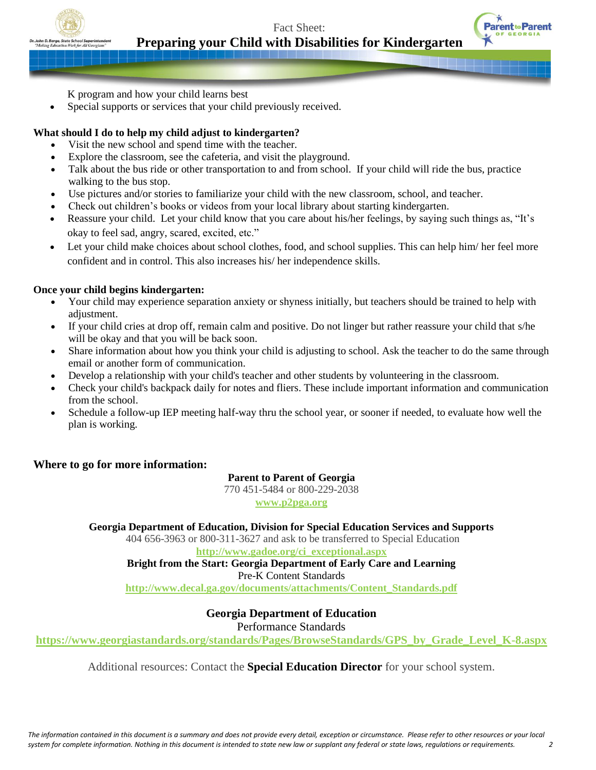K program and how your child learns best

- Special supports or services that your child previously received.

**What should I do to help my child adjust to kindergarten?**

- Visit the new school and spend time with the teacher.
- Explore the classroom, see the cafeteria, and visit the playground.
- Talk about the bus ride or other transportation to and from school. If your child will ride the bus, practice walking to the bus stop.
- Use pictures and/or stories to familiarize your child with the new classroom, school, and teacher.
- Check out children's books or videos from your local library about starting kindergarten.
- Reassure your child. Let your child know that you care about his/her feelings, by saying such things as, "It's okay to feel sad, angry, scared, excited, etc."
- Let your child make choices about school clothes, food, and school supplies. This can help him/ her feel more confident and in control. This also increases his/ her independence skills.

**Once your child begins kindergarten:**

- Your child may experience separation anxiety or shyness initially, but teachers should be trained to help with adjustment.
- If your child cries at drop off, remain calm and positive. Do not linger but rather reassure your child that s/he will be okay and that you will be back soon.
- Share information about how you think your child is adjusting to school. Ask the teacher to do the same through email or another form of communication.
- Develop a relationship with your child's teacher and other students by volunteering in the classroom.
- Check your child's backpack daily for notes and fliers. These include important information and communication from the school.
- Schedule a follow-up IEP meeting half-way thru the school year, or sooner if needed, to evaluate how well the plan is working.

## Where to go for more information:

**Parent to Parent of Georgia**
770 451-5484 or 800-229-2038
**www.p2pga.org**

**Georgia Department of Education, Division for Special Education Services and Supports**
404 656-3963 or 800-311-3627 and ask to be transferred to Special Education
**http://www.gadoe.org/ci_exceptional.aspx**

**Bright from the Start: Georgia Department of Early Care and Learning**
Pre-K Content Standards
**http://www.decal.ga.gov/documents/attachments/Content_Standards.pdf**

**Georgia Department of Education**
Performance Standards
**https://www.georgiastandards.org/standards/Pages/BrowseStandards/GPS_by_Grade_Level_K-8.aspx**

Additional resources: Contact the **Special Education Director** for your school system.

*The information contained in this document is a summary and does not provide every detail, exception or circumstance. Please refer to other resources or your local system for complete information. Nothing in this document is intended to state new law or supplant any federal or state laws, regulations or requirements.*